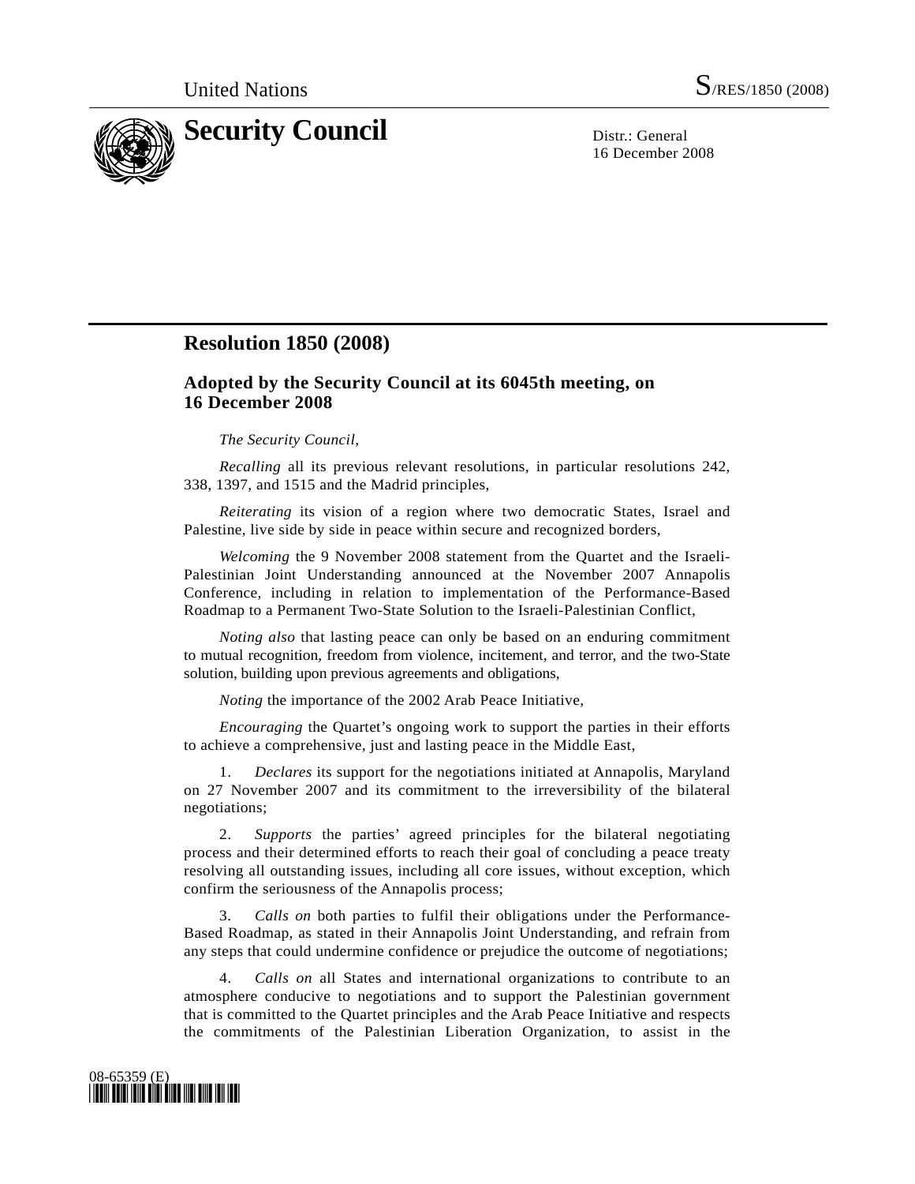United Nations S/RES/1850 (2008)

# Security Council

Distr.: General
16 December 2008

## Resolution 1850 (2008)

### Adopted by the Security Council at its 6045th meeting, on 16 December 2008

*The Security Council*,

*Recalling* all its previous relevant resolutions, in particular resolutions 242, 338, 1397, and 1515 and the Madrid principles,

*Reiterating* its vision of a region where two democratic States, Israel and Palestine, live side by side in peace within secure and recognized borders,

*Welcoming* the 9 November 2008 statement from the Quartet and the Israeli-Palestinian Joint Understanding announced at the November 2007 Annapolis Conference, including in relation to implementation of the Performance-Based Roadmap to a Permanent Two-State Solution to the Israeli-Palestinian Conflict,

*Noting also* that lasting peace can only be based on an enduring commitment to mutual recognition, freedom from violence, incitement, and terror, and the two-State solution, building upon previous agreements and obligations,

*Noting* the importance of the 2002 Arab Peace Initiative,

*Encouraging* the Quartet's ongoing work to support the parties in their efforts to achieve a comprehensive, just and lasting peace in the Middle East,

1. *Declares* its support for the negotiations initiated at Annapolis, Maryland on 27 November 2007 and its commitment to the irreversibility of the bilateral negotiations;

2. *Supports* the parties' agreed principles for the bilateral negotiating process and their determined efforts to reach their goal of concluding a peace treaty resolving all outstanding issues, including all core issues, without exception, which confirm the seriousness of the Annapolis process;

3. *Calls on* both parties to fulfil their obligations under the Performance-Based Roadmap, as stated in their Annapolis Joint Understanding, and refrain from any steps that could undermine confidence or prejudice the outcome of negotiations;

4. *Calls on* all States and international organizations to contribute to an atmosphere conducive to negotiations and to support the Palestinian government that is committed to the Quartet principles and the Arab Peace Initiative and respects the commitments of the Palestinian Liberation Organization, to assist in the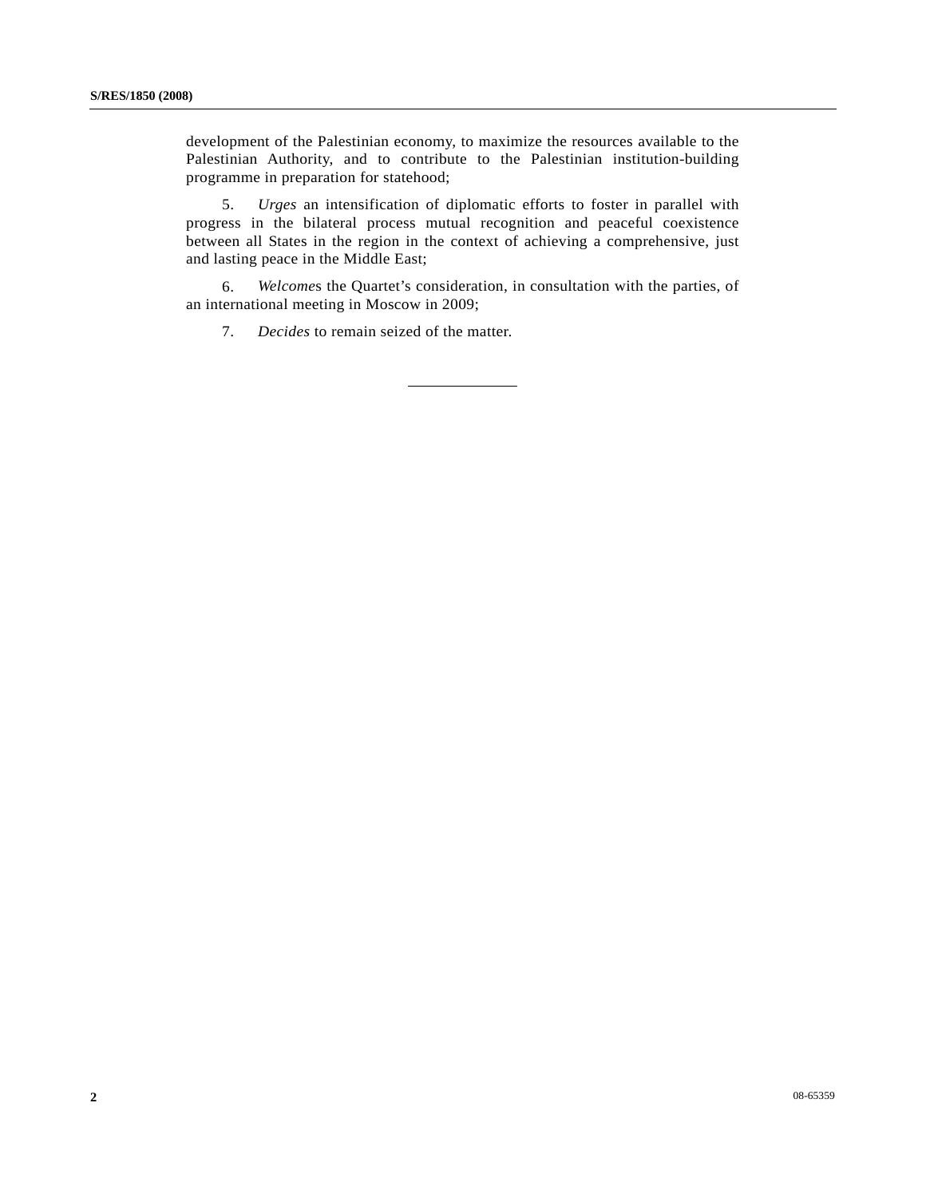development of the Palestinian economy, to maximize the resources available to the Palestinian Authority, and to contribute to the Palestinian institution-building programme in preparation for statehood;

5. *Urges* an intensification of diplomatic efforts to foster in parallel with progress in the bilateral process mutual recognition and peaceful coexistence between all States in the region in the context of achieving a comprehensive, just and lasting peace in the Middle East;

6. *Welcome*s the Quartet's consideration, in consultation with the parties, of an international meeting in Moscow in 2009;

7. *Decides* to remain seized of the matter.